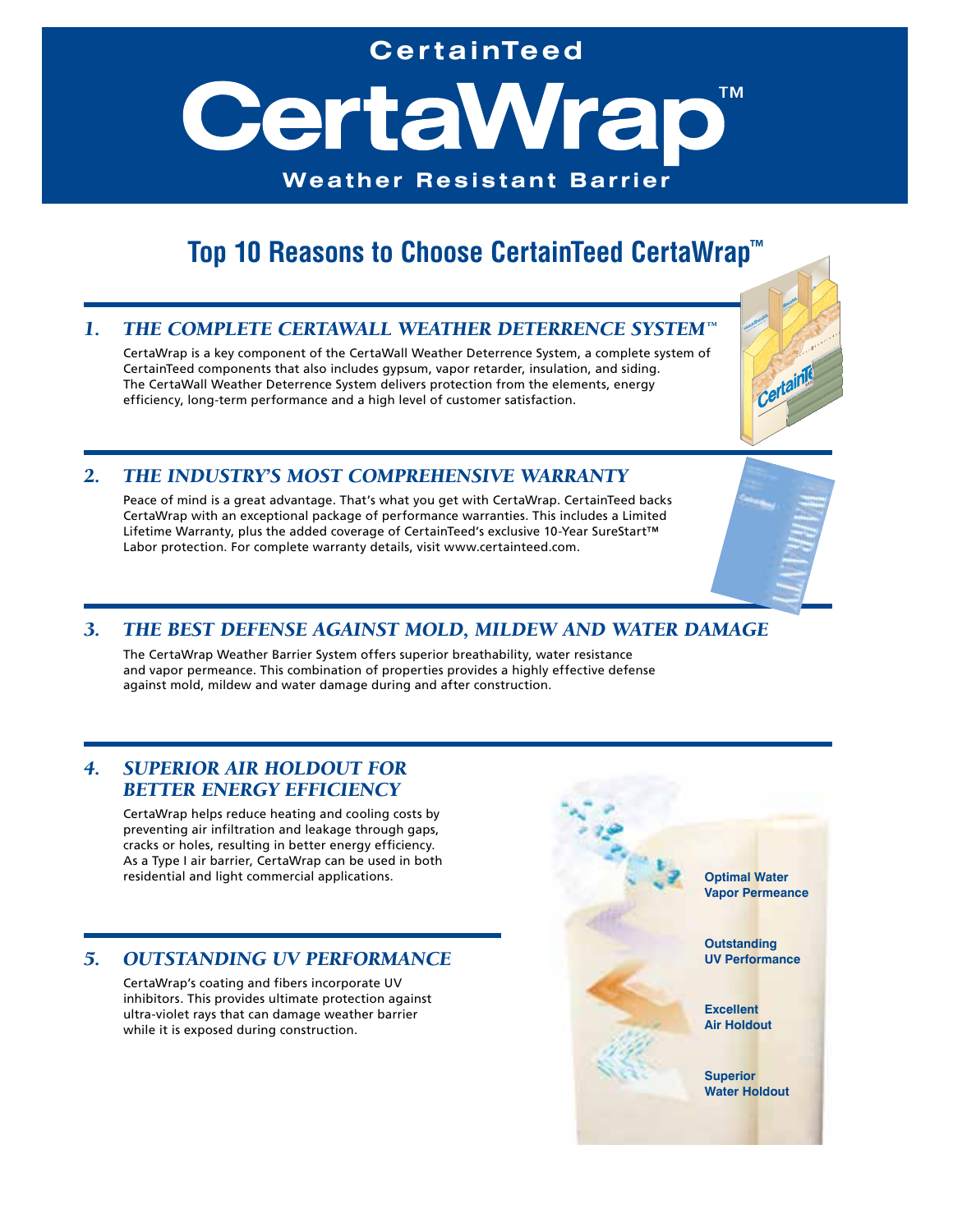# CertainTeed CertaWrap™

**Weather Resistant Barrier**

## Top 10 Reasons to Choose CertainTeed CertaWrap™

### *1. THE COMPLETE CERTAWALL WEATHER DETERRENCE SYSTEM™*

CertaWrap is a key component of the CertaWall Weather Deterrence System, a complete system of CertainTeed components that also includes gypsum, vapor retarder, insulation, and siding. The CertaWall Weather Deterrence System delivers protection from the elements, energy efficiency, long-term performance and a high level of customer satisfaction.

### *2. THE INDUSTRY'S MOST COMPREHENSIVE WARRANTY*

Peace of mind is a great advantage. That's what you get with CertaWrap. CertainTeed backs CertaWrap with an exceptional package of performance warranties. This includes a Limited Lifetime Warranty, plus the added coverage of CertainTeed's exclusive 10-Year SureStart™ Labor protection. For complete warranty details, visit www.certainteed.com.

### *3. THE BEST DEFENSE AGAINST MOLD, MILDEW AND WATER DAMAGE*

The CertaWrap Weather Barrier System offers superior breathability, water resistance and vapor permeance. This combination of properties provides a highly effective defense against mold, mildew and water damage during and after construction.

### *4. SUPERIOR AIR HOLDOUT FOR BETTER ENERGY EFFICIENCY*

CertaWrap helps reduce heating and cooling costs by preventing air infiltration and leakage through gaps, cracks or holes, resulting in better energy efficiency. As a Type I air barrier, CertaWrap can be used in both residential and light commercial applications.

### *5. OUTSTANDING UV PERFORMANCE*

CertaWrap's coating and fibers incorporate UV inhibitors. This provides ultimate protection against ultra-violet rays that can damage weather barrier while it is exposed during construction.

**Optimal Water Vapor Permeance**

**Outstanding UV Performance**

**Excellent Air Holdout**

**Superior Water Holdout**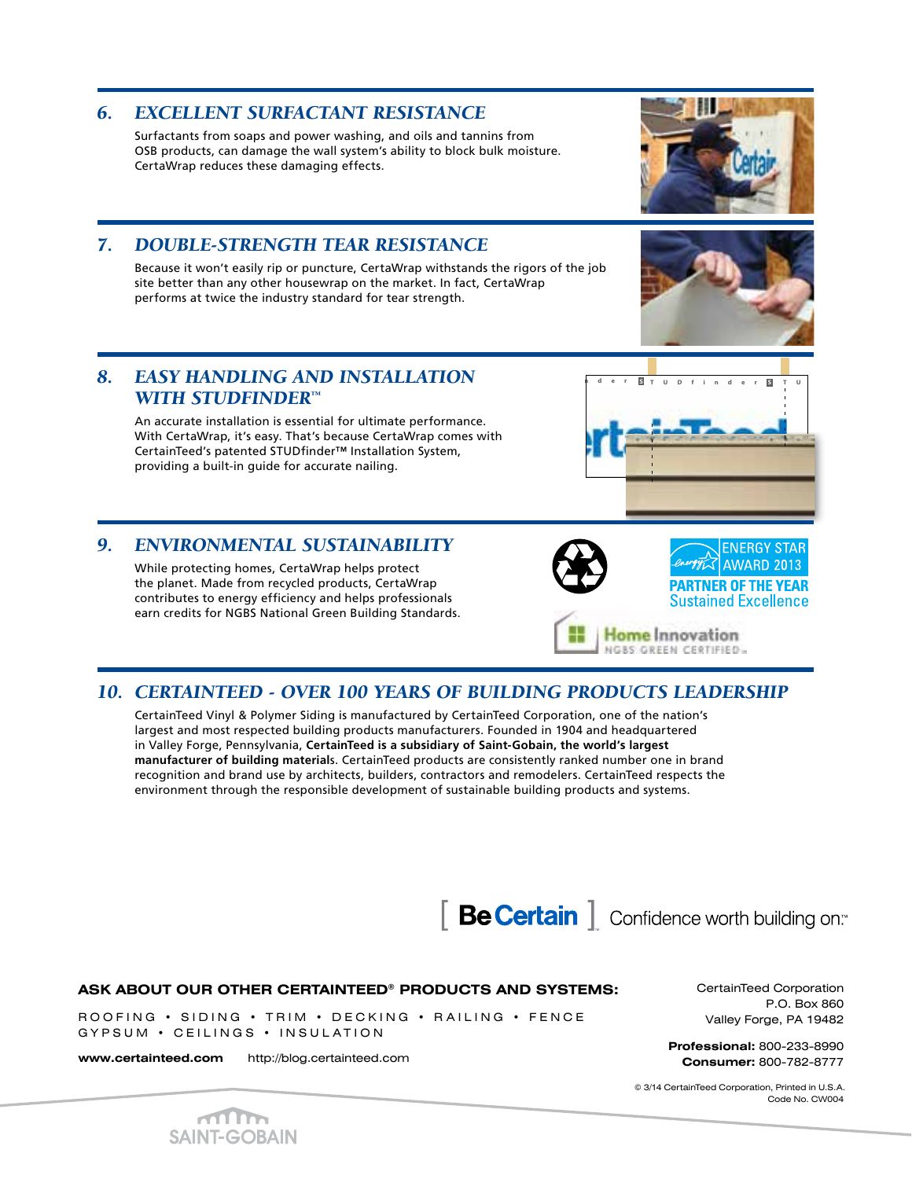## 6. EXCELLENT SURFACTANT RESISTANCE

Surfactants from soaps and power washing, and oils and tannins from OSB products, can damage the wall system's ability to block bulk moisture. CertaWrap reduces these damaging effects.

## 7. DOUBLE-STRENGTH TEAR RESISTANCE

Because it won't easily rip or puncture, CertaWrap withstands the rigors of the job site better than any other housewrap on the market. In fact, CertaWrap performs at twice the industry standard for tear strength.

## 8. EASY HANDLING AND INSTALLATION WITH STUDFINDER™

An accurate installation is essential for ultimate performance. With CertaWrap, it's easy. That's because CertaWrap comes with CertainTeed's patented STUDfinder™ Installation System, providing a built-in guide for accurate nailing.

## 9. ENVIRONMENTAL SUSTAINABILITY

While protecting homes, CertaWrap helps protect the planet. Made from recycled products, CertaWrap contributes to energy efficiency and helps professionals earn credits for NGBS National Green Building Standards.

ENERGY STAR AWARD 2013
PARTNER OF THE YEAR
Sustained Excellence

Home Innovation
NGBS GREEN CERTIFIED

## 10. CERTAINTEED - OVER 100 YEARS OF BUILDING PRODUCTS LEADERSHIP

CertainTeed Vinyl & Polymer Siding is manufactured by CertainTeed Corporation, one of the nation's largest and most respected building products manufacturers. Founded in 1904 and headquartered in Valley Forge, Pennsylvania, **CertainTeed is a subsidiary of Saint-Gobain, the world's largest manufacturer of building material**s. CertainTeed products are consistently ranked number one in brand recognition and brand use by architects, builders, contractors and remodelers. CertainTeed respects the environment through the responsible development of sustainable building products and systems.

[ Be Certain ]™ Confidence worth building on.™

**ASK ABOUT OUR OTHER CERTAINTEED® PRODUCTS AND SYSTEMS:**

ROOFING • SIDING • TRIM • DECKING • RAILING • FENCE
GYPSUM • CEILINGS • INSULATION

**www.certainteed.com** http://blog.certainteed.com

CertainTeed Corporation
P.O. Box 860
Valley Forge, PA 19482

**Professional:** 800-233-8990
**Consumer:** 800-782-8777

© 3/14 CertainTeed Corporation, Printed in U.S.A.
Code No. CW004

SAINT-GOBAIN